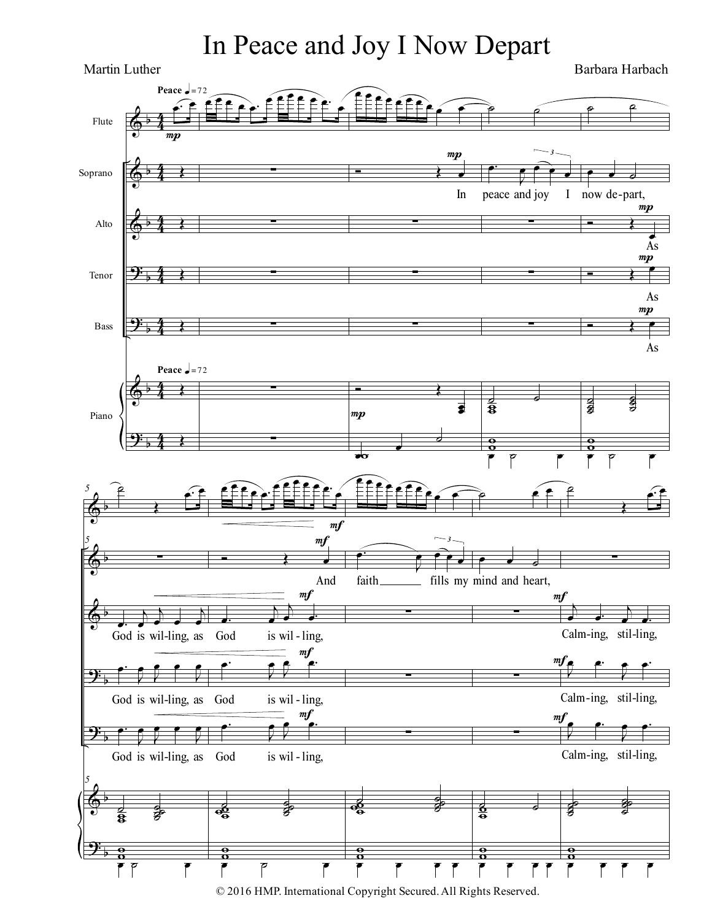# In Peace and Joy I Now Depart

Martin Luther

Barbara Harbach

Peace ♩= 72

Flute

Soprano

Alto

Tenor

Bass

Piano

In peace and joy I now de-part,

As

As

As

And faith fills my mind and heart,

God is wil-ling, as God is wil - ling,

Calm-ing, stil-ling,

© 2016 HMP. International Copyright Secured. All Rights Reserved.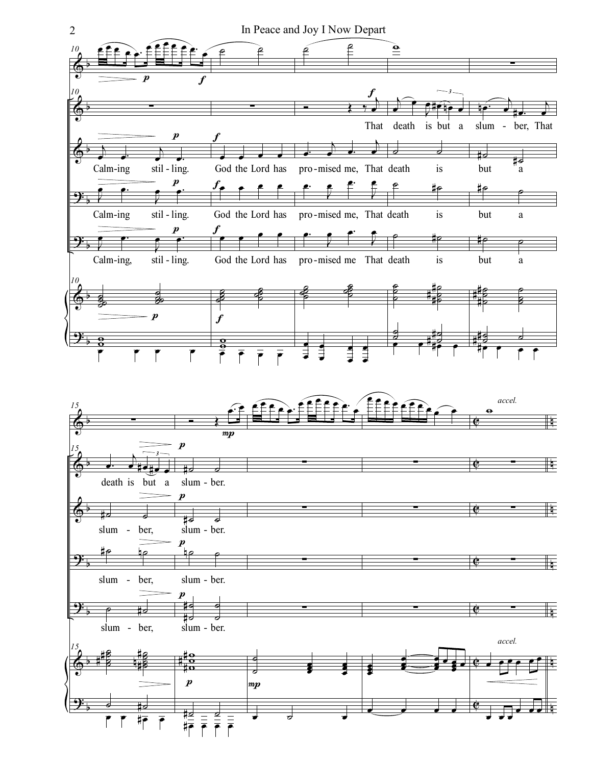That death is but a slum - ber, That

Calm-ing stil - ling. God the Lord has pro-mised me, That death is but a

Calm-ing stil - ling. God the Lord has pro-mised me, That death is but a

Calm-ing, stil - ling. God the Lord has pro-mised me That death is but a

*accel.*

death is but a slum - ber.

slum - ber, slum - ber.

slum - ber, slum - ber.

slum - ber, slum - ber.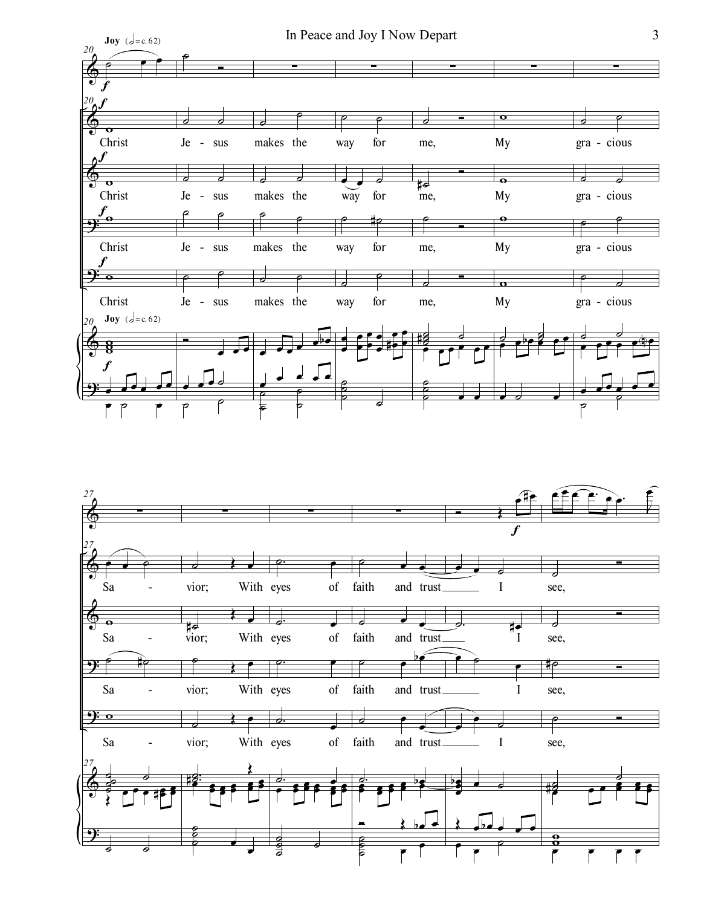**Joy** (𝅗𝅥 = c. 62)

Christ Je - sus makes the way for me, My gra - cious

Sa - vior; With eyes of faith and trust I see,